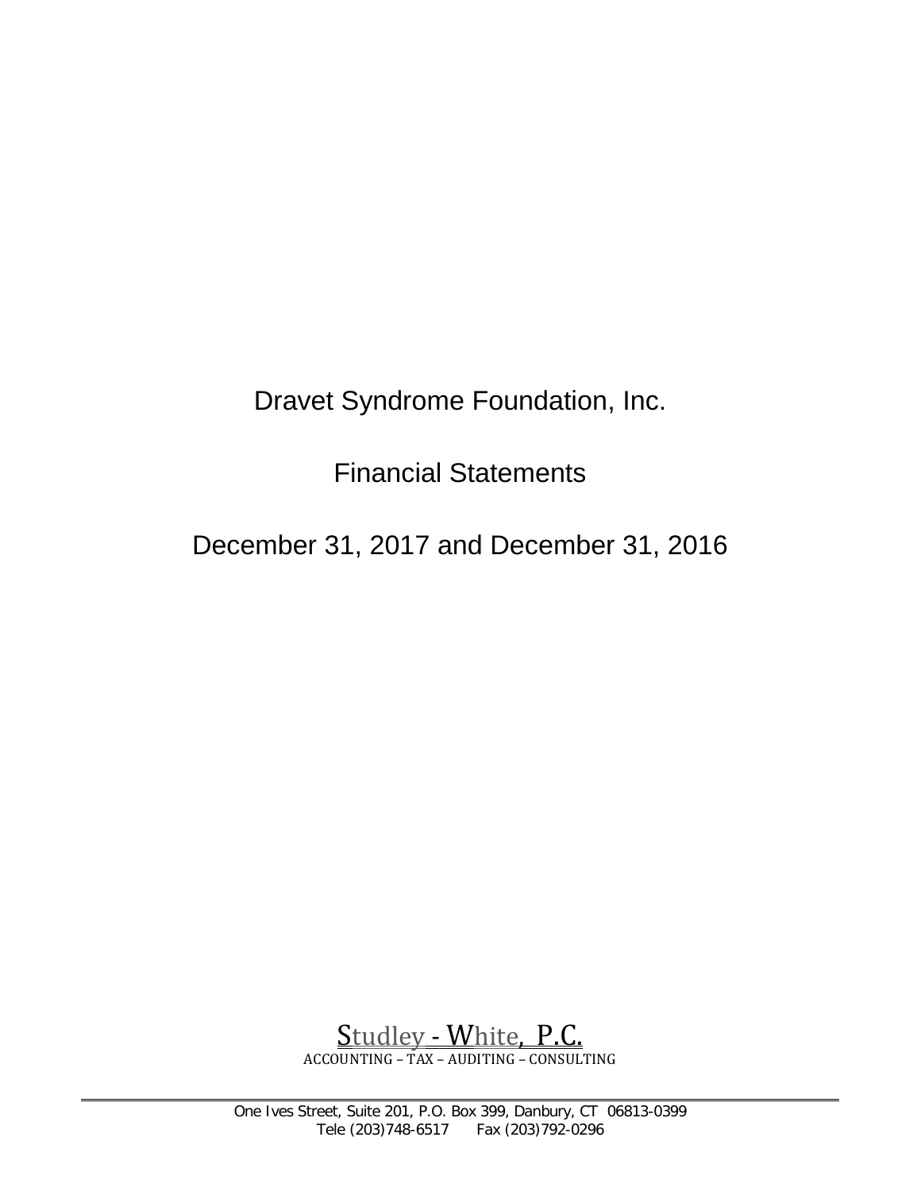# Dravet Syndrome Foundation, Inc.

## Financial Statements

## December 31, 2017 and December 31, 2016

Studley - White, P.C.
ACCOUNTING – TAX – AUDITING – CONSULTING

One Ives Street, Suite 201, P.O. Box 399, Danbury, CT 06813-0399
Tele (203)748-6517 Fax (203)792-0296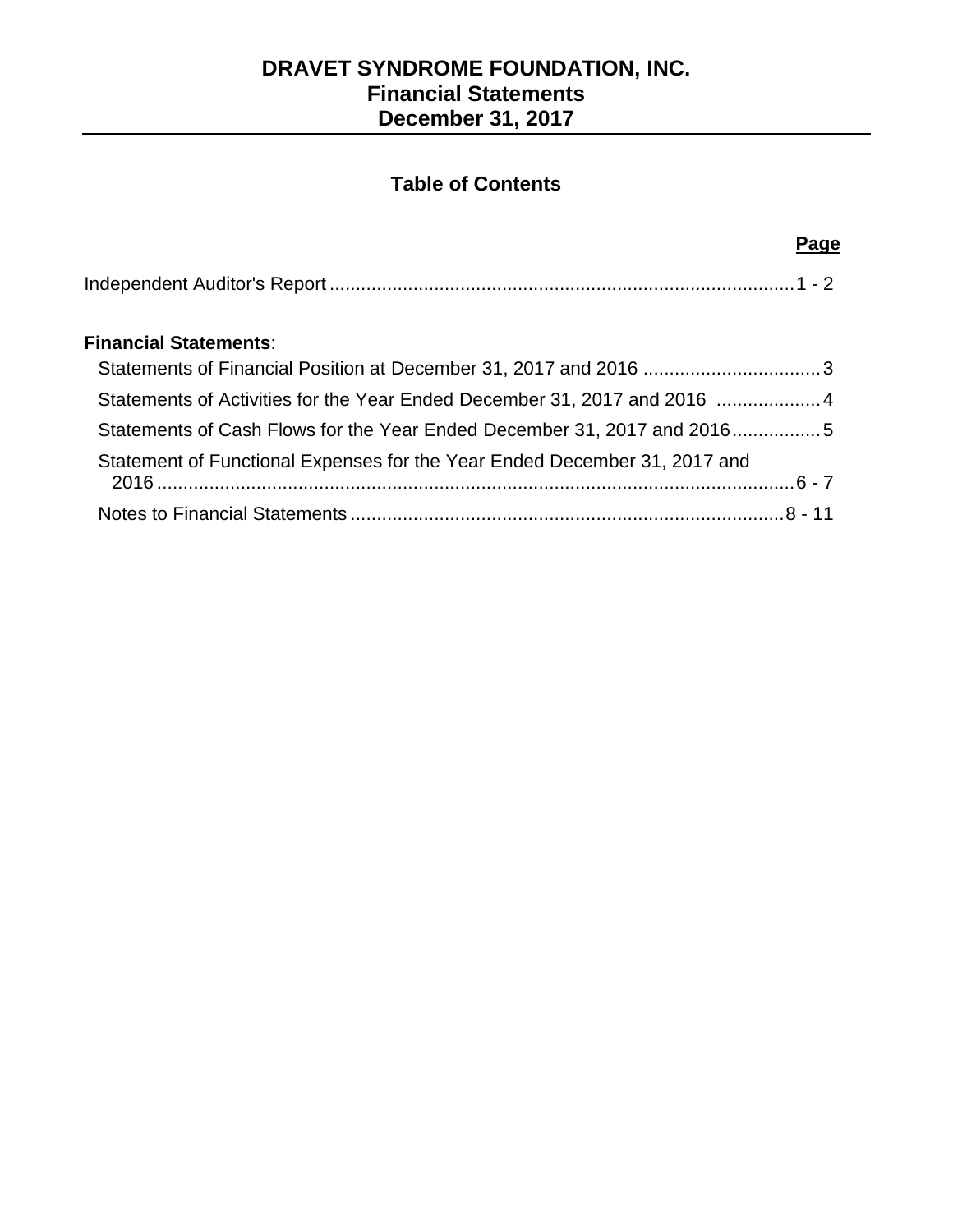# DRAVET SYNDROME FOUNDATION, INC.
## Financial Statements
## December 31, 2017

### Table of Contents

| | Page |
|---|---|
| Independent Auditor's Report | 1 - 2 |
| **Financial Statements**: | |
| Statements of Financial Position at December 31, 2017 and 2016 | 3 |
| Statements of Activities for the Year Ended December 31, 2017 and 2016 | 4 |
| Statements of Cash Flows for the Year Ended December 31, 2017 and 2016 | 5 |
| Statement of Functional Expenses for the Year Ended December 31, 2017 and 2016 | 6 - 7 |
| Notes to Financial Statements | 8 - 11 |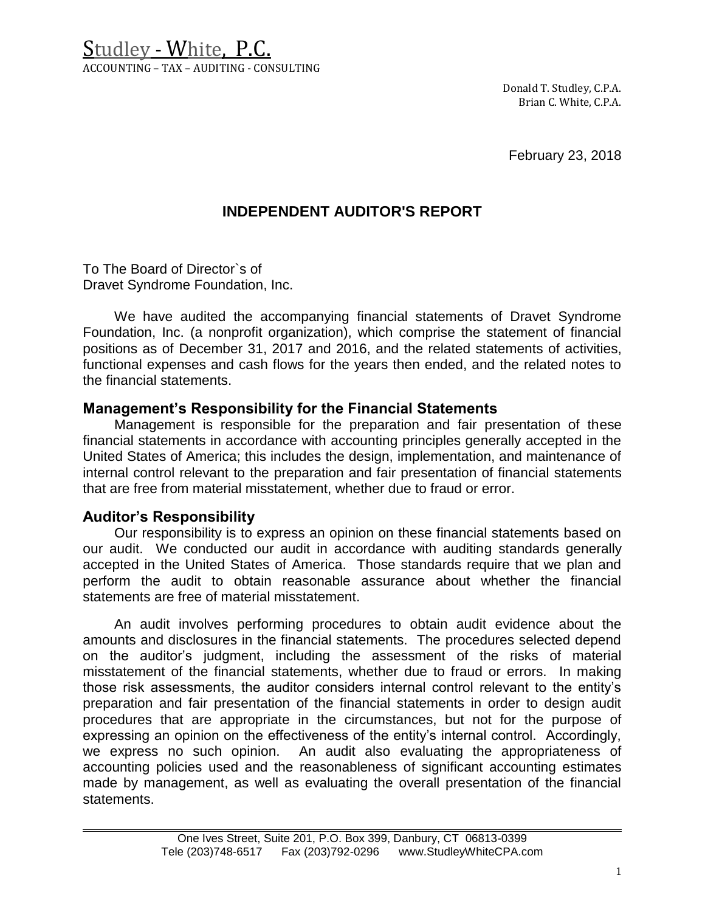# Studley - White, P.C.

ACCOUNTING – TAX – AUDITING - CONSULTING

Donald T. Studley, C.P.A.
Brian C. White, C.P.A.

February 23, 2018

## INDEPENDENT AUDITOR'S REPORT

To The Board of Director`s of
Dravet Syndrome Foundation, Inc.

We have audited the accompanying financial statements of Dravet Syndrome Foundation, Inc. (a nonprofit organization), which comprise the statement of financial positions as of December 31, 2017 and 2016, and the related statements of activities, functional expenses and cash flows for the years then ended, and the related notes to the financial statements.

### Management's Responsibility for the Financial Statements

Management is responsible for the preparation and fair presentation of these financial statements in accordance with accounting principles generally accepted in the United States of America; this includes the design, implementation, and maintenance of internal control relevant to the preparation and fair presentation of financial statements that are free from material misstatement, whether due to fraud or error.

### Auditor's Responsibility

Our responsibility is to express an opinion on these financial statements based on our audit. We conducted our audit in accordance with auditing standards generally accepted in the United States of America. Those standards require that we plan and perform the audit to obtain reasonable assurance about whether the financial statements are free of material misstatement.

An audit involves performing procedures to obtain audit evidence about the amounts and disclosures in the financial statements. The procedures selected depend on the auditor's judgment, including the assessment of the risks of material misstatement of the financial statements, whether due to fraud or errors. In making those risk assessments, the auditor considers internal control relevant to the entity's preparation and fair presentation of the financial statements in order to design audit procedures that are appropriate in the circumstances, but not for the purpose of expressing an opinion on the effectiveness of the entity's internal control. Accordingly, we express no such opinion. An audit also evaluating the appropriateness of accounting policies used and the reasonableness of significant accounting estimates made by management, as well as evaluating the overall presentation of the financial statements.

One Ives Street, Suite 201, P.O. Box 399, Danbury, CT 06813-0399
Tele (203)748-6517 Fax (203)792-0296 www.StudleyWhiteCPA.com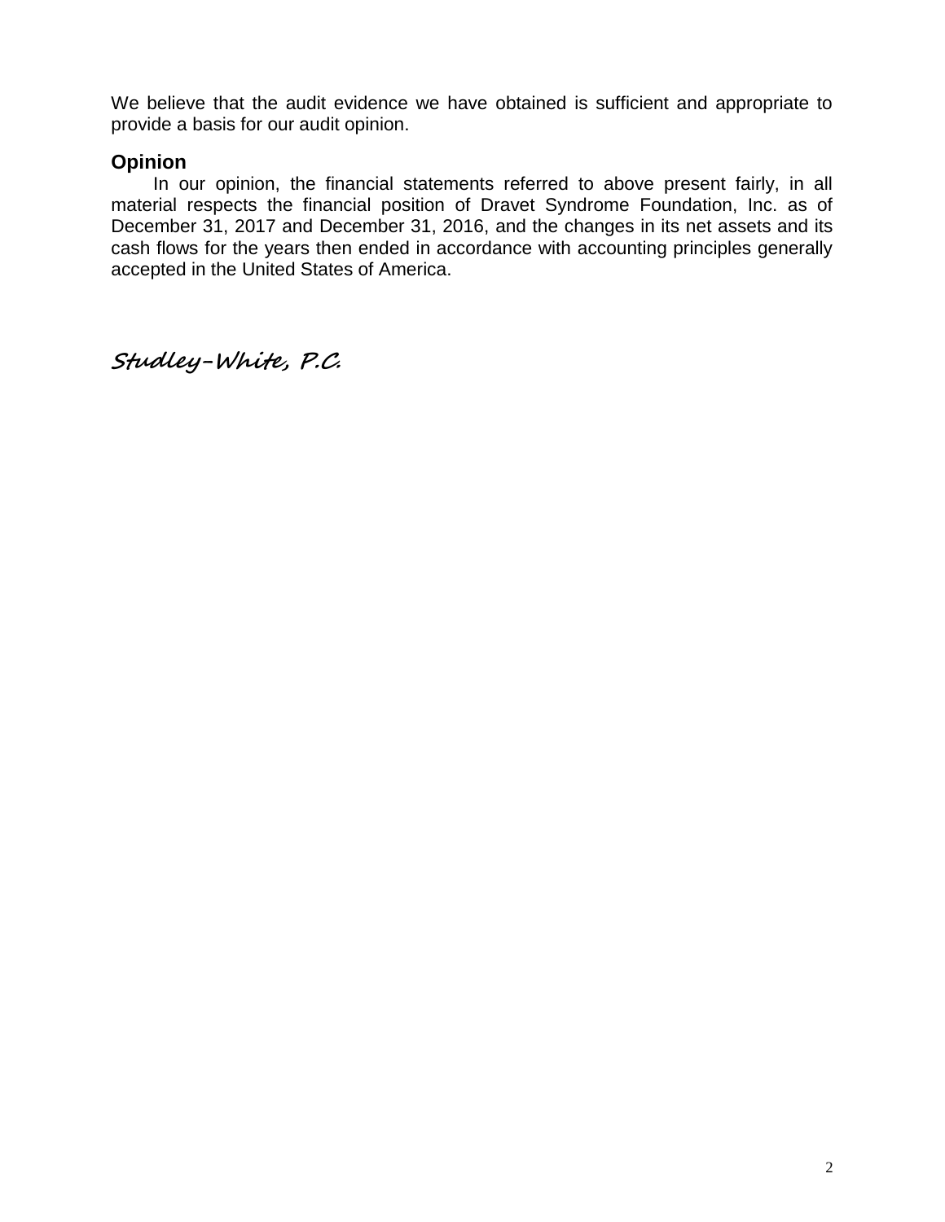We believe that the audit evidence we have obtained is sufficient and appropriate to provide a basis for our audit opinion.

## Opinion

In our opinion, the financial statements referred to above present fairly, in all material respects the financial position of Dravet Syndrome Foundation, Inc. as of December 31, 2017 and December 31, 2016, and the changes in its net assets and its cash flows for the years then ended in accordance with accounting principles generally accepted in the United States of America.

*Studley-White, P.C.*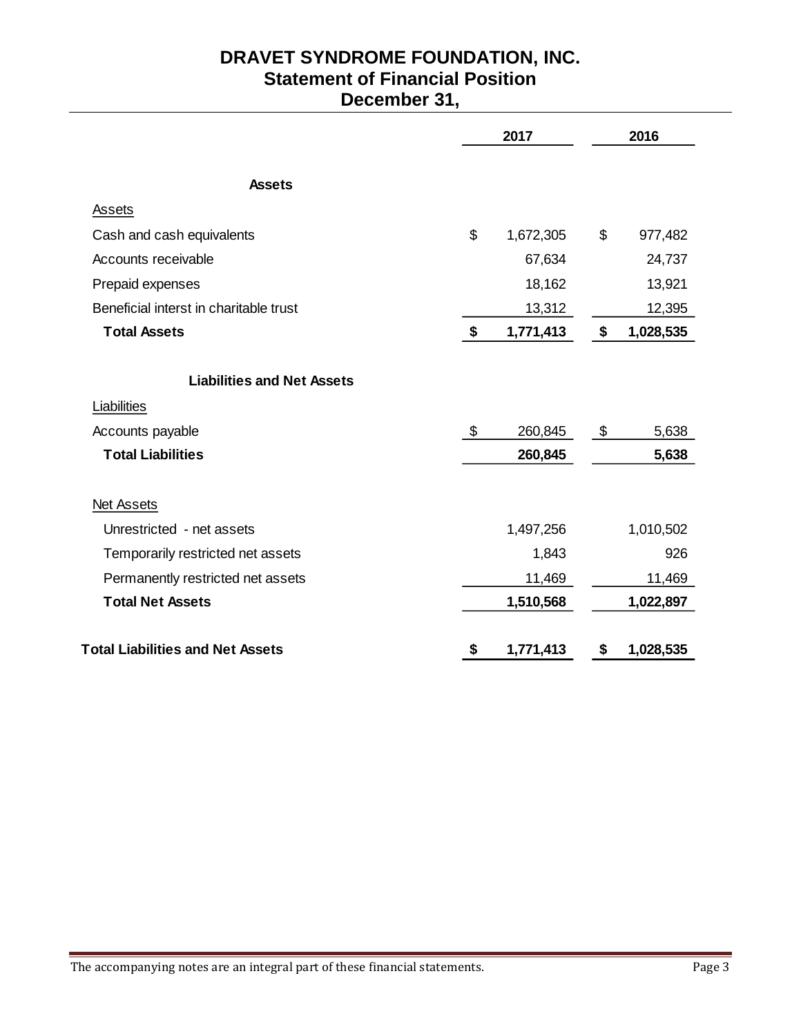# DRAVET SYNDROME FOUNDATION, INC.
## Statement of Financial Position
## December 31,

| | 2017 | 2016 |
|---|---|---|
| **Assets** | | |
| Assets | | |
| Cash and cash equivalents | $ 1,672,305 | $ 977,482 |
| Accounts receivable | 67,634 | 24,737 |
| Prepaid expenses | 18,162 | 13,921 |
| Beneficial interst in charitable trust | 13,312 | 12,395 |
| **Total Assets** | **$ 1,771,413** | **$ 1,028,535** |
| **Liabilities and Net Assets** | | |
| Liabilities | | |
| Accounts payable | $ 260,845 | $ 5,638 |
| **Total Liabilities** | **260,845** | **5,638** |
| Net Assets | | |
| Unrestricted - net assets | 1,497,256 | 1,010,502 |
| Temporarily restricted net assets | 1,843 | 926 |
| Permanently restricted net assets | 11,469 | 11,469 |
| **Total Net Assets** | **1,510,568** | **1,022,897** |
| **Total Liabilities and Net Assets** | **$ 1,771,413** | **$ 1,028,535** |

The accompanying notes are an integral part of these financial statements.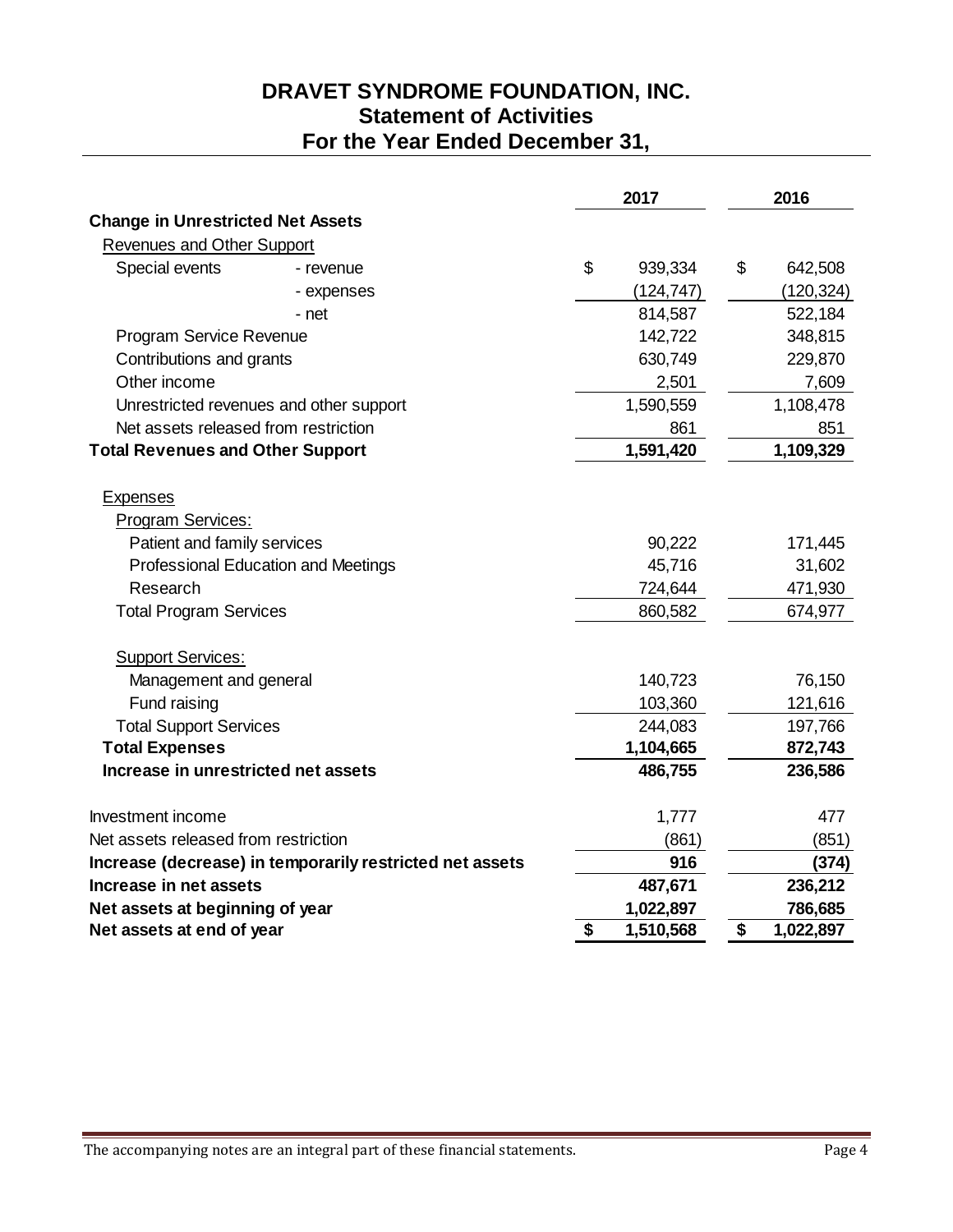# DRAVET SYNDROME FOUNDATION, INC.
## Statement of Activities
## For the Year Ended December 31,

| | 2017 | 2016 |
|---|---|---|
| **Change in Unrestricted Net Assets** | | |
| Revenues and Other Support | | |
| Special events - revenue | $ 939,334 | $ 642,508 |
| - expenses | (124,747) | (120,324) |
| - net | 814,587 | 522,184 |
| Program Service Revenue | 142,722 | 348,815 |
| Contributions and grants | 630,749 | 229,870 |
| Other income | 2,501 | 7,609 |
| Unrestricted revenues and other support | 1,590,559 | 1,108,478 |
| Net assets released from restriction | 861 | 851 |
| **Total Revenues and Other Support** | **1,591,420** | **1,109,329** |
| | | |
| Expenses | | |
| Program Services: | | |
| Patient and family services | 90,222 | 171,445 |
| Professional Education and Meetings | 45,716 | 31,602 |
| Research | 724,644 | 471,930 |
| Total Program Services | 860,582 | 674,977 |
| | | |
| Support Services: | | |
| Management and general | 140,723 | 76,150 |
| Fund raising | 103,360 | 121,616 |
| Total Support Services | 244,083 | 197,766 |
| **Total Expenses** | **1,104,665** | **872,743** |
| **Increase in unrestricted net assets** | **486,755** | **236,586** |
| | | |
| Investment income | 1,777 | 477 |
| Net assets released from restriction | (861) | (851) |
| **Increase (decrease) in temporarily restricted net assets** | **916** | **(374)** |
| **Increase in net assets** | **487,671** | **236,212** |
| **Net assets at beginning of year** | **1,022,897** | **786,685** |
| **Net assets at end of year** | **$ 1,510,568** | **$ 1,022,897** |

The accompanying notes are an integral part of these financial statements.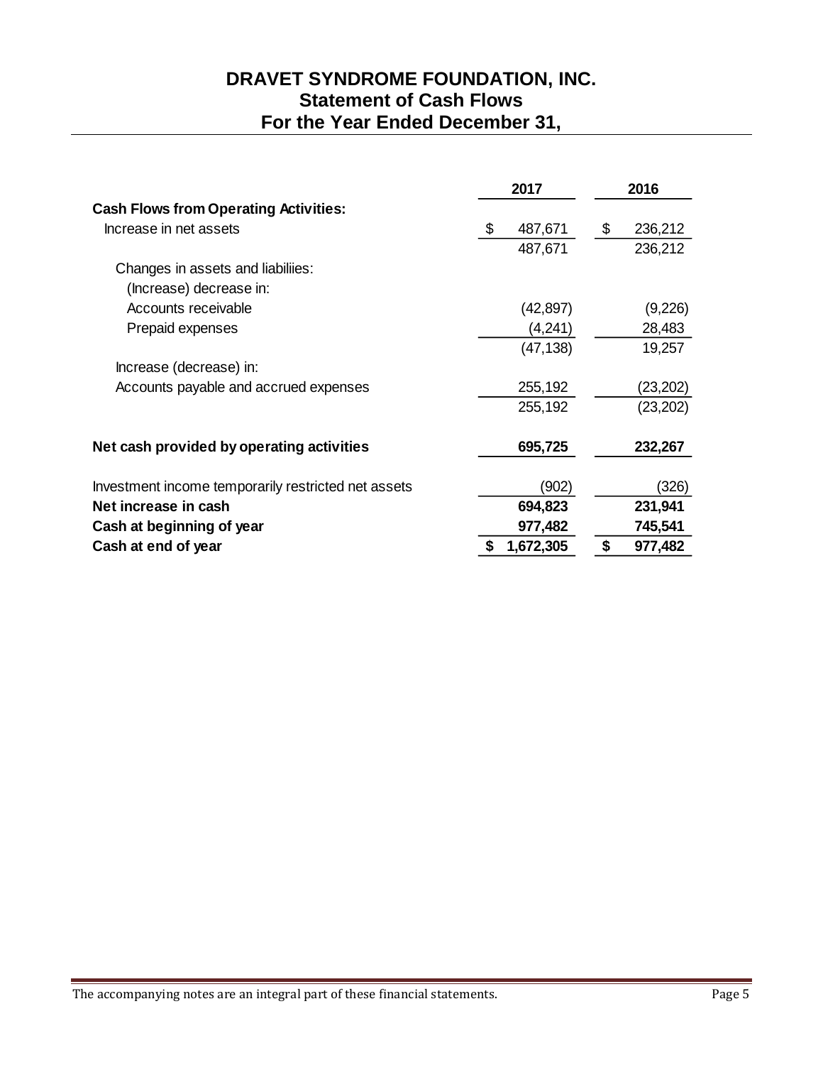# DRAVET SYNDROME FOUNDATION, INC.
## Statement of Cash Flows
## For the Year Ended December 31,

| | 2017 | 2016 |
|---|---|---|
| **Cash Flows from Operating Activities:** | | |
| Increase in net assets | $ 487,671 | $ 236,212 |
| | 487,671 | 236,212 |
| Changes in assets and liabiliies: | | |
| (Increase) decrease in: | | |
| Accounts receivable | (42,897) | (9,226) |
| Prepaid expenses | (4,241) | 28,483 |
| | (47,138) | 19,257 |
| Increase (decrease) in: | | |
| Accounts payable and accrued expenses | 255,192 | (23,202) |
| | 255,192 | (23,202) |
| **Net cash provided by operating activities** | **695,725** | **232,267** |
| Investment income temporarily restricted net assets | (902) | (326) |
| **Net increase in cash** | **694,823** | **231,941** |
| **Cash at beginning of year** | **977,482** | **745,541** |
| **Cash at end of year** | **$ 1,672,305** | **$ 977,482** |

The accompanying notes are an integral part of these financial statements.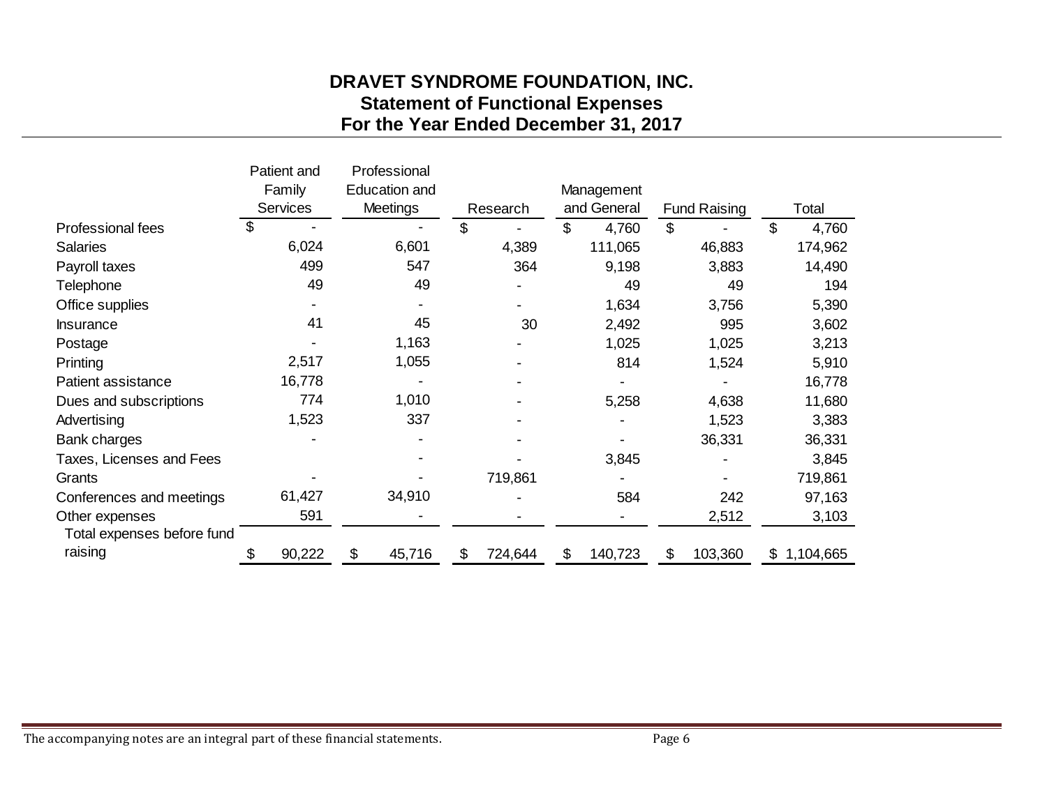# DRAVET SYNDROME FOUNDATION, INC.
## Statement of Functional Expenses
## For the Year Ended December 31, 2017

| | Patient and Family Services | Professional Education and Meetings | Research | Management and General | Fund Raising | Total |
|---|---|---|---|---|---|---|
| Professional fees | $ - | - | $ - | $ 4,760 | $ - | $ 4,760 |
| Salaries | 6,024 | 6,601 | 4,389 | 111,065 | 46,883 | 174,962 |
| Payroll taxes | 499 | 547 | 364 | 9,198 | 3,883 | 14,490 |
| Telephone | 49 | 49 | - | 49 | 49 | 194 |
| Office supplies | - | - | - | 1,634 | 3,756 | 5,390 |
| Insurance | 41 | 45 | 30 | 2,492 | 995 | 3,602 |
| Postage | - | 1,163 | - | 1,025 | 1,025 | 3,213 |
| Printing | 2,517 | 1,055 | - | 814 | 1,524 | 5,910 |
| Patient assistance | 16,778 | - | - | - | - | 16,778 |
| Dues and subscriptions | 774 | 1,010 | - | 5,258 | 4,638 | 11,680 |
| Advertising | 1,523 | 337 | - | - | 1,523 | 3,383 |
| Bank charges | - | - | - | - | 36,331 | 36,331 |
| Taxes, Licenses and Fees | | - | - | 3,845 | - | 3,845 |
| Grants | - | - | 719,861 | - | - | 719,861 |
| Conferences and meetings | 61,427 | 34,910 | - | 584 | 242 | 97,163 |
| Other expenses | 591 | - | - | - | 2,512 | 3,103 |
| Total expenses before fund raising | $ 90,222 | $ 45,716 | $ 724,644 | $ 140,723 | $ 103,360 | $ 1,104,665 |

The accompanying notes are an integral part of these financial statements.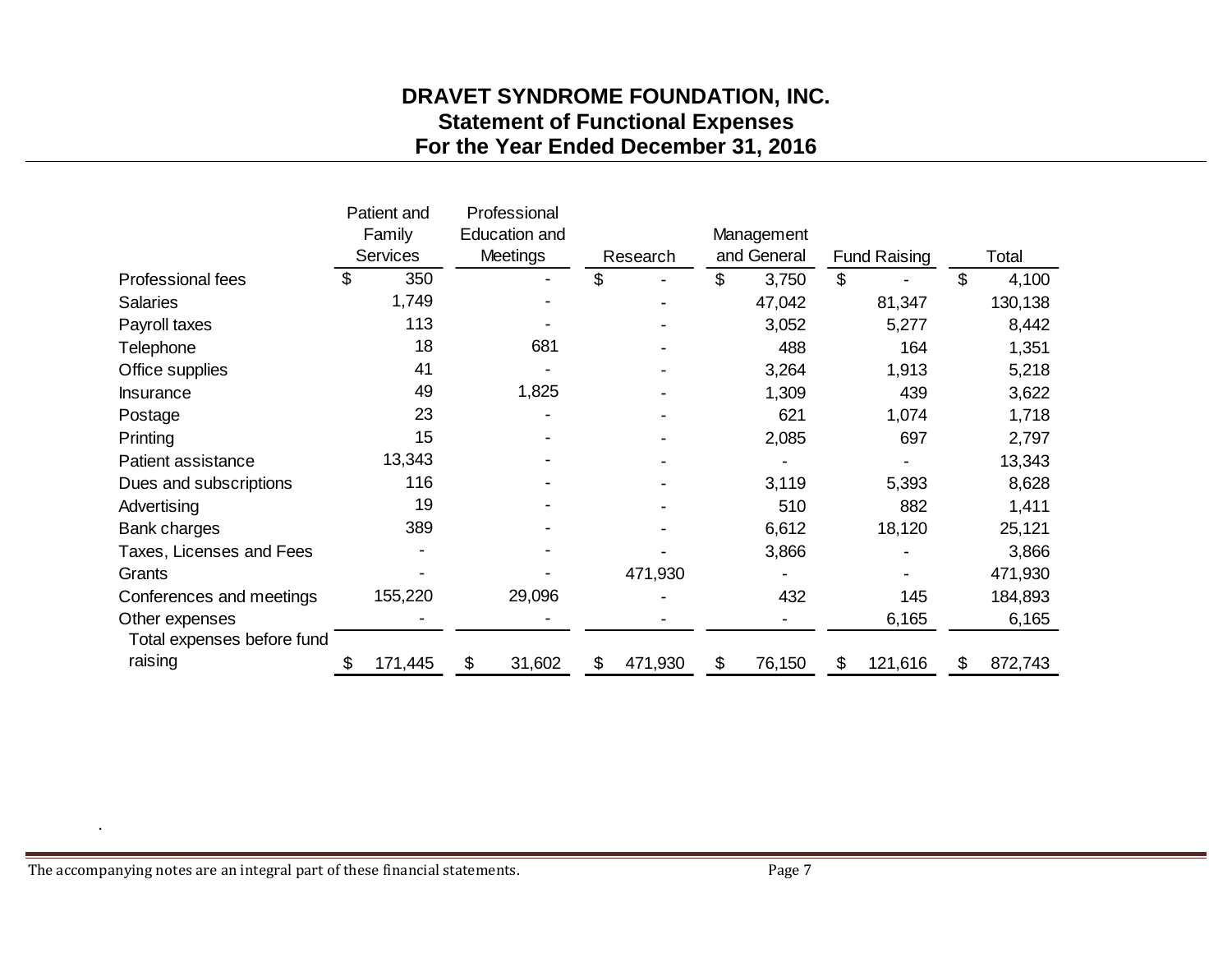# DRAVET SYNDROME FOUNDATION, INC.
## Statement of Functional Expenses
## For the Year Ended December 31, 2016

| | Patient and Family Services | Professional Education and Meetings | Research | Management and General | Fund Raising | Total |
|---|---|---|---|---|---|---|
| Professional fees | $ 350 | - | $ - | $ 3,750 | $ - | $ 4,100 |
| Salaries | 1,749 | - | - | 47,042 | 81,347 | 130,138 |
| Payroll taxes | 113 | - | - | 3,052 | 5,277 | 8,442 |
| Telephone | 18 | 681 | - | 488 | 164 | 1,351 |
| Office supplies | 41 | - | - | 3,264 | 1,913 | 5,218 |
| Insurance | 49 | 1,825 | - | 1,309 | 439 | 3,622 |
| Postage | 23 | - | - | 621 | 1,074 | 1,718 |
| Printing | 15 | - | - | 2,085 | 697 | 2,797 |
| Patient assistance | 13,343 | - | - | - | - | 13,343 |
| Dues and subscriptions | 116 | - | - | 3,119 | 5,393 | 8,628 |
| Advertising | 19 | - | - | 510 | 882 | 1,411 |
| Bank charges | 389 | - | - | 6,612 | 18,120 | 25,121 |
| Taxes, Licenses and Fees | - | - | - | 3,866 | - | 3,866 |
| Grants | - | - | 471,930 | - | - | 471,930 |
| Conferences and meetings | 155,220 | 29,096 | - | 432 | 145 | 184,893 |
| Other expenses | - | - | - | - | 6,165 | 6,165 |
| Total expenses before fund raising | $ 171,445 | $ 31,602 | $ 471,930 | $ 76,150 | $ 121,616 | $ 872,743 |

.

The accompanying notes are an integral part of these financial statements.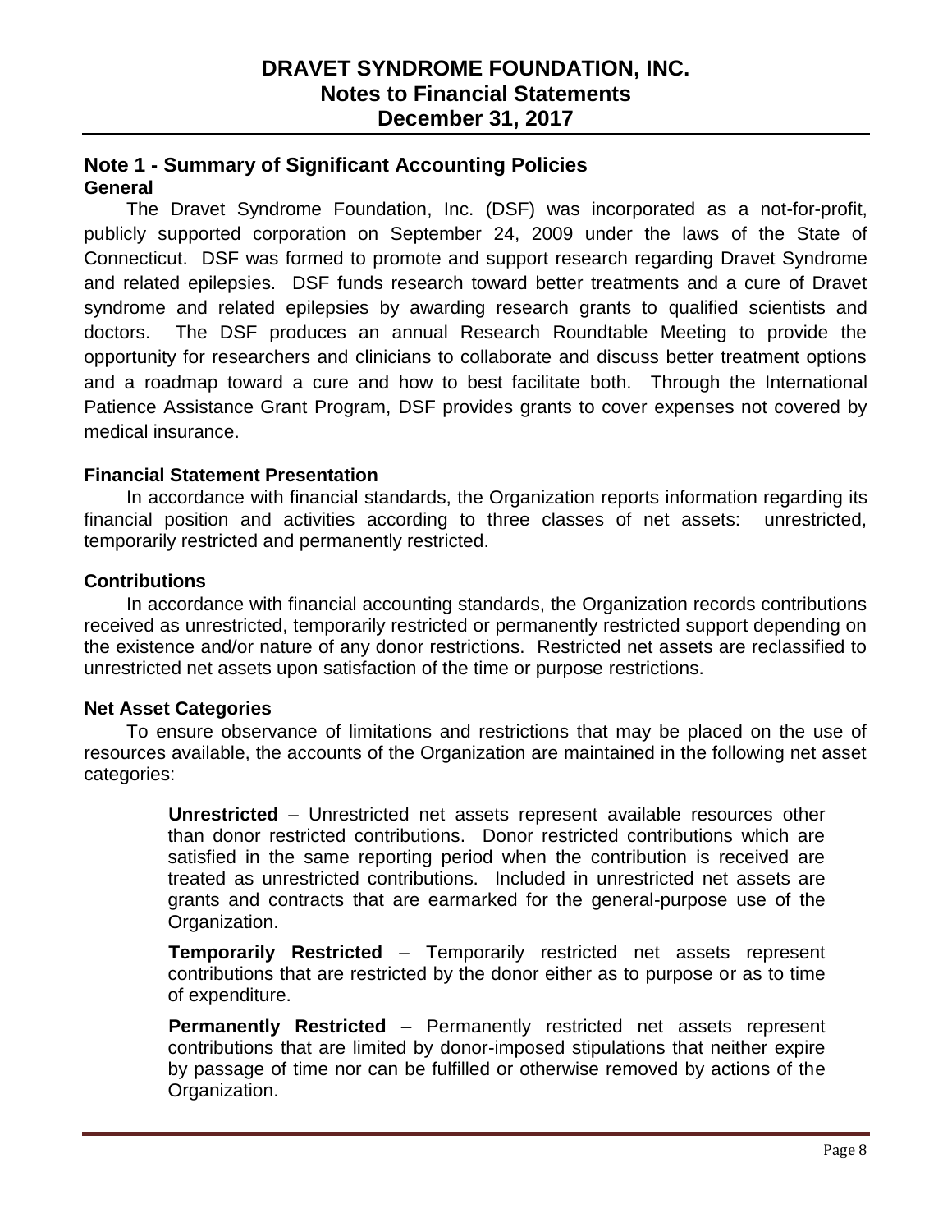# DRAVET SYNDROME FOUNDATION, INC.
## Notes to Financial Statements
## December 31, 2017

## Note 1 - Summary of Significant Accounting Policies

### General

The Dravet Syndrome Foundation, Inc. (DSF) was incorporated as a not-for-profit, publicly supported corporation on September 24, 2009 under the laws of the State of Connecticut. DSF was formed to promote and support research regarding Dravet Syndrome and related epilepsies. DSF funds research toward better treatments and a cure of Dravet syndrome and related epilepsies by awarding research grants to qualified scientists and doctors. The DSF produces an annual Research Roundtable Meeting to provide the opportunity for researchers and clinicians to collaborate and discuss better treatment options and a roadmap toward a cure and how to best facilitate both. Through the International Patience Assistance Grant Program, DSF provides grants to cover expenses not covered by medical insurance.

### Financial Statement Presentation

In accordance with financial standards, the Organization reports information regarding its financial position and activities according to three classes of net assets: unrestricted, temporarily restricted and permanently restricted.

### Contributions

In accordance with financial accounting standards, the Organization records contributions received as unrestricted, temporarily restricted or permanently restricted support depending on the existence and/or nature of any donor restrictions. Restricted net assets are reclassified to unrestricted net assets upon satisfaction of the time or purpose restrictions.

### Net Asset Categories

To ensure observance of limitations and restrictions that may be placed on the use of resources available, the accounts of the Organization are maintained in the following net asset categories:

**Unrestricted** – Unrestricted net assets represent available resources other than donor restricted contributions. Donor restricted contributions which are satisfied in the same reporting period when the contribution is received are treated as unrestricted contributions. Included in unrestricted net assets are grants and contracts that are earmarked for the general-purpose use of the Organization.

**Temporarily Restricted** – Temporarily restricted net assets represent contributions that are restricted by the donor either as to purpose or as to time of expenditure.

**Permanently Restricted** – Permanently restricted net assets represent contributions that are limited by donor-imposed stipulations that neither expire by passage of time nor can be fulfilled or otherwise removed by actions of the Organization.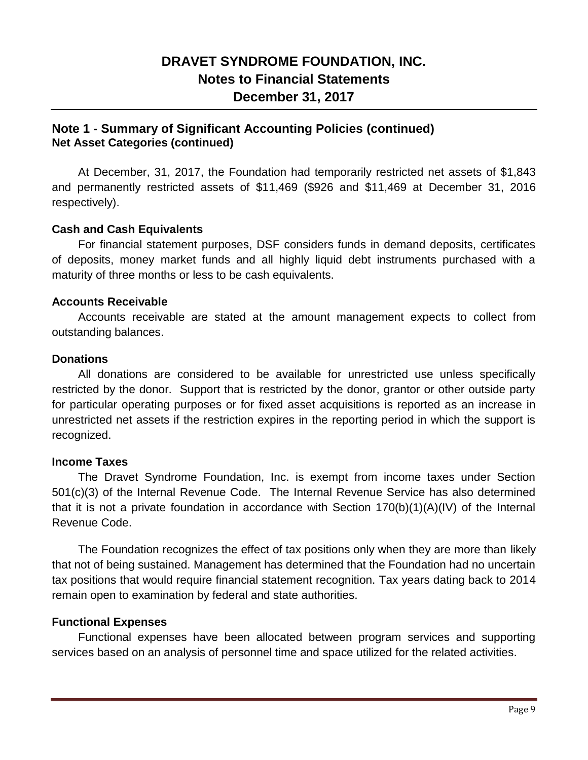# DRAVET SYNDROME FOUNDATION, INC.
## Notes to Financial Statements
## December 31, 2017

### Note 1 - Summary of Significant Accounting Policies (continued)
**Net Asset Categories (continued)**

At December, 31, 2017, the Foundation had temporarily restricted net assets of $1,843 and permanently restricted assets of $11,469 ($926 and $11,469 at December 31, 2016 respectively).

**Cash and Cash Equivalents**

For financial statement purposes, DSF considers funds in demand deposits, certificates of deposits, money market funds and all highly liquid debt instruments purchased with a maturity of three months or less to be cash equivalents.

**Accounts Receivable**

Accounts receivable are stated at the amount management expects to collect from outstanding balances.

**Donations**

All donations are considered to be available for unrestricted use unless specifically restricted by the donor. Support that is restricted by the donor, grantor or other outside party for particular operating purposes or for fixed asset acquisitions is reported as an increase in unrestricted net assets if the restriction expires in the reporting period in which the support is recognized.

**Income Taxes**

The Dravet Syndrome Foundation, Inc. is exempt from income taxes under Section 501(c)(3) of the Internal Revenue Code. The Internal Revenue Service has also determined that it is not a private foundation in accordance with Section 170(b)(1)(A)(IV) of the Internal Revenue Code.

The Foundation recognizes the effect of tax positions only when they are more than likely that not of being sustained. Management has determined that the Foundation had no uncertain tax positions that would require financial statement recognition. Tax years dating back to 2014 remain open to examination by federal and state authorities.

**Functional Expenses**

Functional expenses have been allocated between program services and supporting services based on an analysis of personnel time and space utilized for the related activities.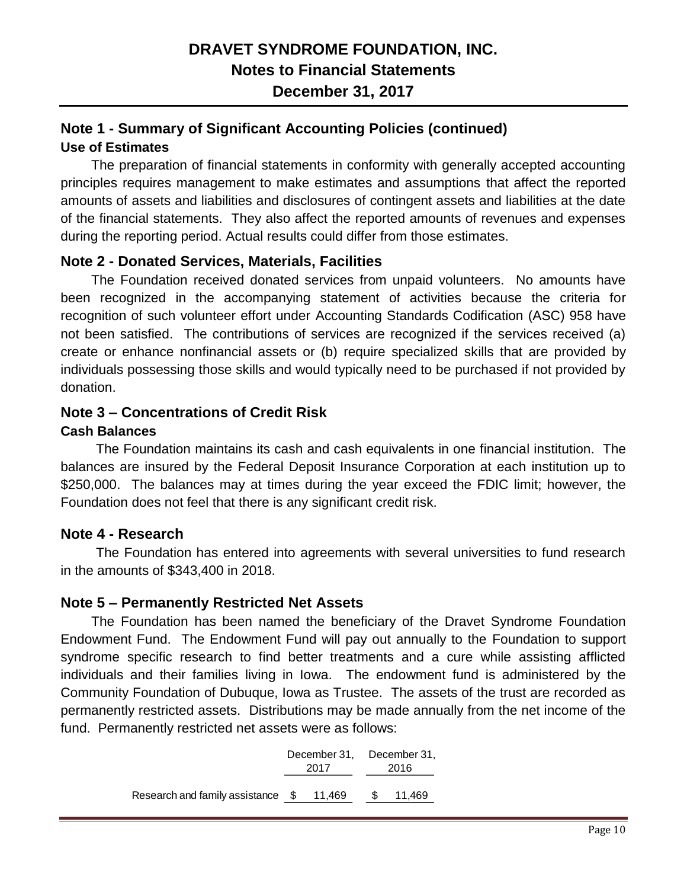# DRAVET SYNDROME FOUNDATION, INC.
## Notes to Financial Statements
## December 31, 2017

## Note 1 - Summary of Significant Accounting Policies (continued)

### Use of Estimates

The preparation of financial statements in conformity with generally accepted accounting principles requires management to make estimates and assumptions that affect the reported amounts of assets and liabilities and disclosures of contingent assets and liabilities at the date of the financial statements. They also affect the reported amounts of revenues and expenses during the reporting period. Actual results could differ from those estimates.

## Note 2 - Donated Services, Materials, Facilities

The Foundation received donated services from unpaid volunteers. No amounts have been recognized in the accompanying statement of activities because the criteria for recognition of such volunteer effort under Accounting Standards Codification (ASC) 958 have not been satisfied. The contributions of services are recognized if the services received (a) create or enhance nonfinancial assets or (b) require specialized skills that are provided by individuals possessing those skills and would typically need to be purchased if not provided by donation.

## Note 3 – Concentrations of Credit Risk

### Cash Balances

The Foundation maintains its cash and cash equivalents in one financial institution. The balances are insured by the Federal Deposit Insurance Corporation at each institution up to \$250,000. The balances may at times during the year exceed the FDIC limit; however, the Foundation does not feel that there is any significant credit risk.

## Note 4 - Research

The Foundation has entered into agreements with several universities to fund research in the amounts of \$343,400 in 2018.

## Note 5 – Permanently Restricted Net Assets

The Foundation has been named the beneficiary of the Dravet Syndrome Foundation Endowment Fund. The Endowment Fund will pay out annually to the Foundation to support syndrome specific research to find better treatments and a cure while assisting afflicted individuals and their families living in Iowa. The endowment fund is administered by the Community Foundation of Dubuque, Iowa as Trustee. The assets of the trust are recorded as permanently restricted assets. Distributions may be made annually from the net income of the fund. Permanently restricted net assets were as follows:

| | December 31, 2017 | December 31, 2016 |
|---|---|---|
| Research and family assistance | \$ 11,469 | \$ 11,469 |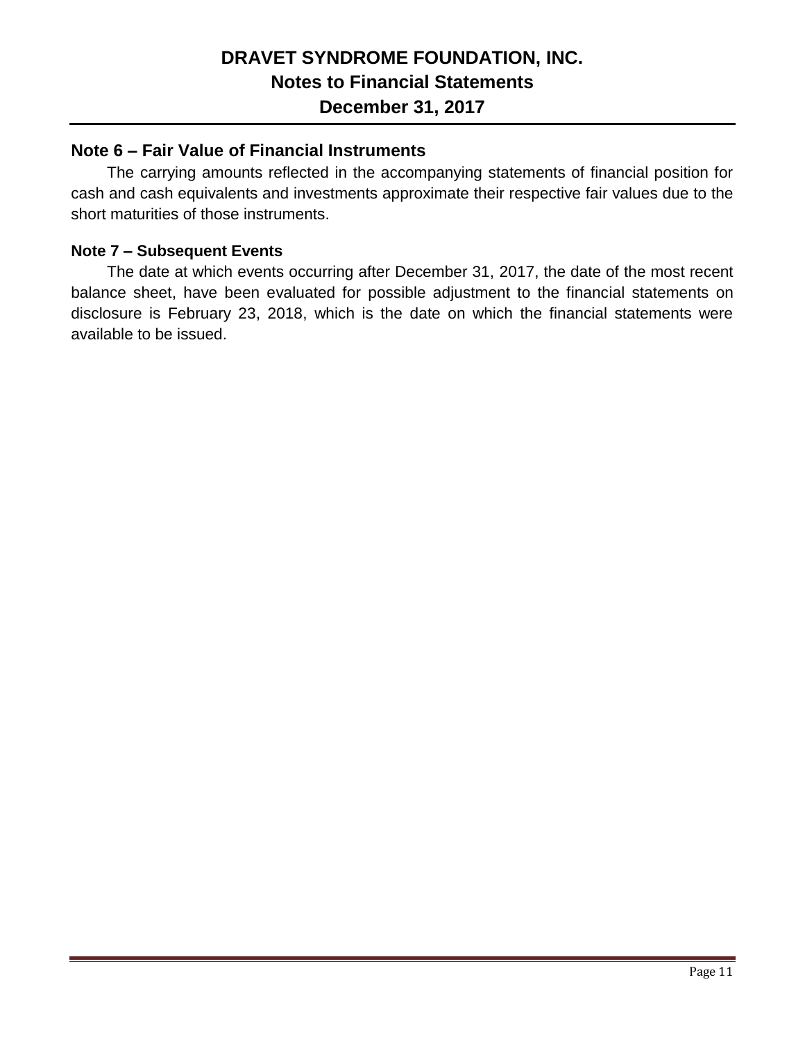# DRAVET SYNDROME FOUNDATION, INC.
## Notes to Financial Statements
## December 31, 2017

### Note 6 – Fair Value of Financial Instruments

The carrying amounts reflected in the accompanying statements of financial position for cash and cash equivalents and investments approximate their respective fair values due to the short maturities of those instruments.

### Note 7 – Subsequent Events

The date at which events occurring after December 31, 2017, the date of the most recent balance sheet, have been evaluated for possible adjustment to the financial statements on disclosure is February 23, 2018, which is the date on which the financial statements were available to be issued.